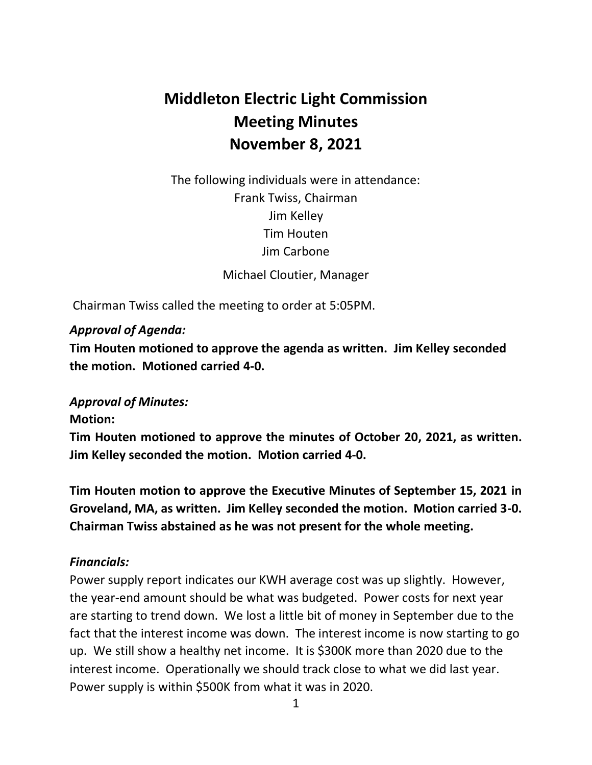# Middleton Electric Light Commission
# Meeting Minutes
# November 8, 2021

The following individuals were in attendance:
Frank Twiss, Chairman
Jim Kelley
Tim Houten
Jim Carbone

Michael Cloutier, Manager

Chairman Twiss called the meeting to order at 5:05PM.

***Approval of Agenda:***

**Tim Houten motioned to approve the agenda as written. Jim Kelley seconded the motion. Motioned carried 4-0.**

***Approval of Minutes:***

**Motion:**

**Tim Houten motioned to approve the minutes of October 20, 2021, as written. Jim Kelley seconded the motion. Motion carried 4-0.**

**Tim Houten motion to approve the Executive Minutes of September 15, 2021 in Groveland, MA, as written. Jim Kelley seconded the motion. Motion carried 3-0. Chairman Twiss abstained as he was not present for the whole meeting.**

***Financials:***

Power supply report indicates our KWH average cost was up slightly. However, the year-end amount should be what was budgeted. Power costs for next year are starting to trend down. We lost a little bit of money in September due to the fact that the interest income was down. The interest income is now starting to go up. We still show a healthy net income. It is $300K more than 2020 due to the interest income. Operationally we should track close to what we did last year. Power supply is within $500K from what it was in 2020.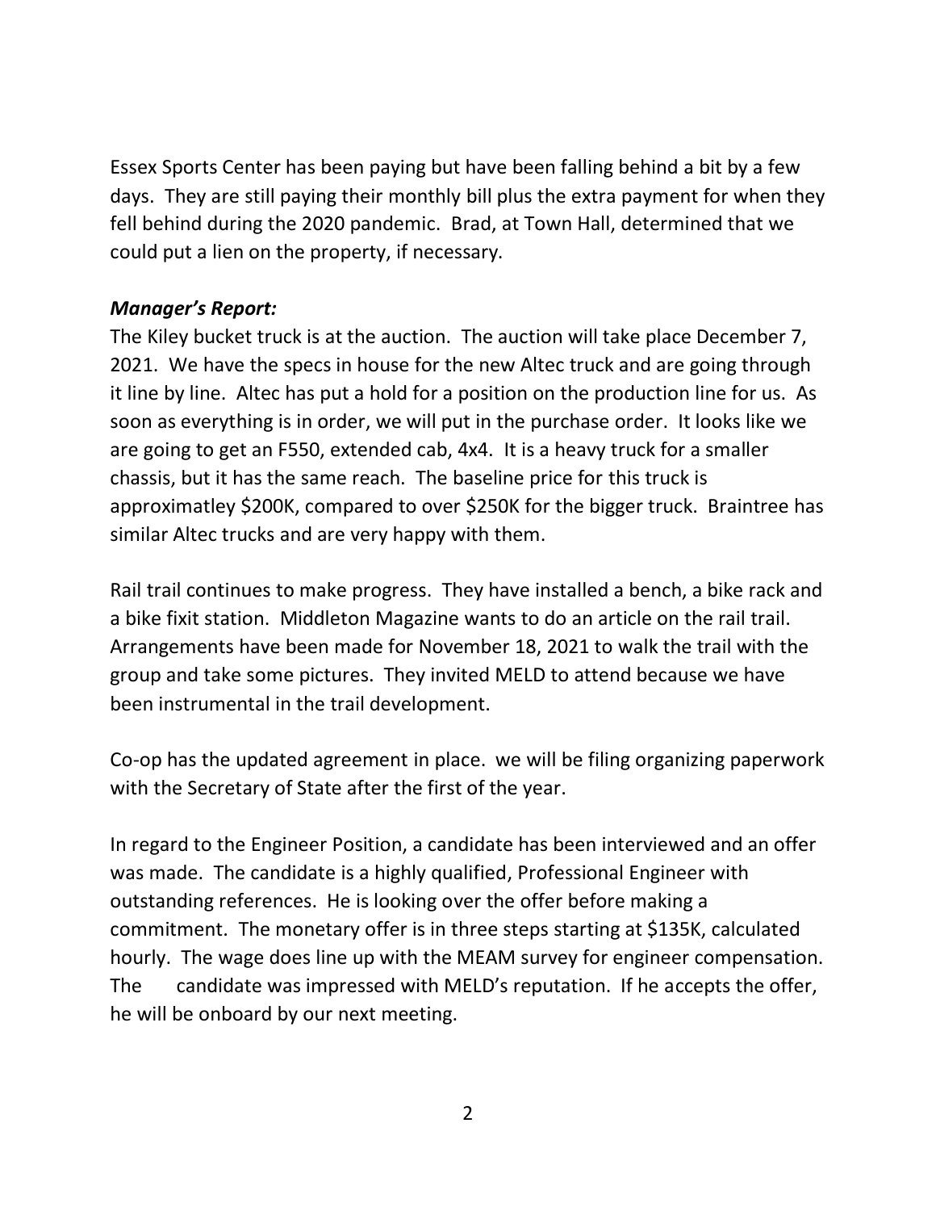Essex Sports Center has been paying but have been falling behind a bit by a few days. They are still paying their monthly bill plus the extra payment for when they fell behind during the 2020 pandemic. Brad, at Town Hall, determined that we could put a lien on the property, if necessary.

***Manager's Report:***

The Kiley bucket truck is at the auction. The auction will take place December 7, 2021. We have the specs in house for the new Altec truck and are going through it line by line. Altec has put a hold for a position on the production line for us. As soon as everything is in order, we will put in the purchase order. It looks like we are going to get an F550, extended cab, 4x4. It is a heavy truck for a smaller chassis, but it has the same reach. The baseline price for this truck is approximatley $200K, compared to over $250K for the bigger truck. Braintree has similar Altec trucks and are very happy with them.

Rail trail continues to make progress. They have installed a bench, a bike rack and a bike fixit station. Middleton Magazine wants to do an article on the rail trail. Arrangements have been made for November 18, 2021 to walk the trail with the group and take some pictures. They invited MELD to attend because we have been instrumental in the trail development.

Co-op has the updated agreement in place. we will be filing organizing paperwork with the Secretary of State after the first of the year.

In regard to the Engineer Position, a candidate has been interviewed and an offer was made. The candidate is a highly qualified, Professional Engineer with outstanding references. He is looking over the offer before making a commitment. The monetary offer is in three steps starting at $135K, calculated hourly. The wage does line up with the MEAM survey for engineer compensation. The candidate was impressed with MELD's reputation. If he accepts the offer, he will be onboard by our next meeting.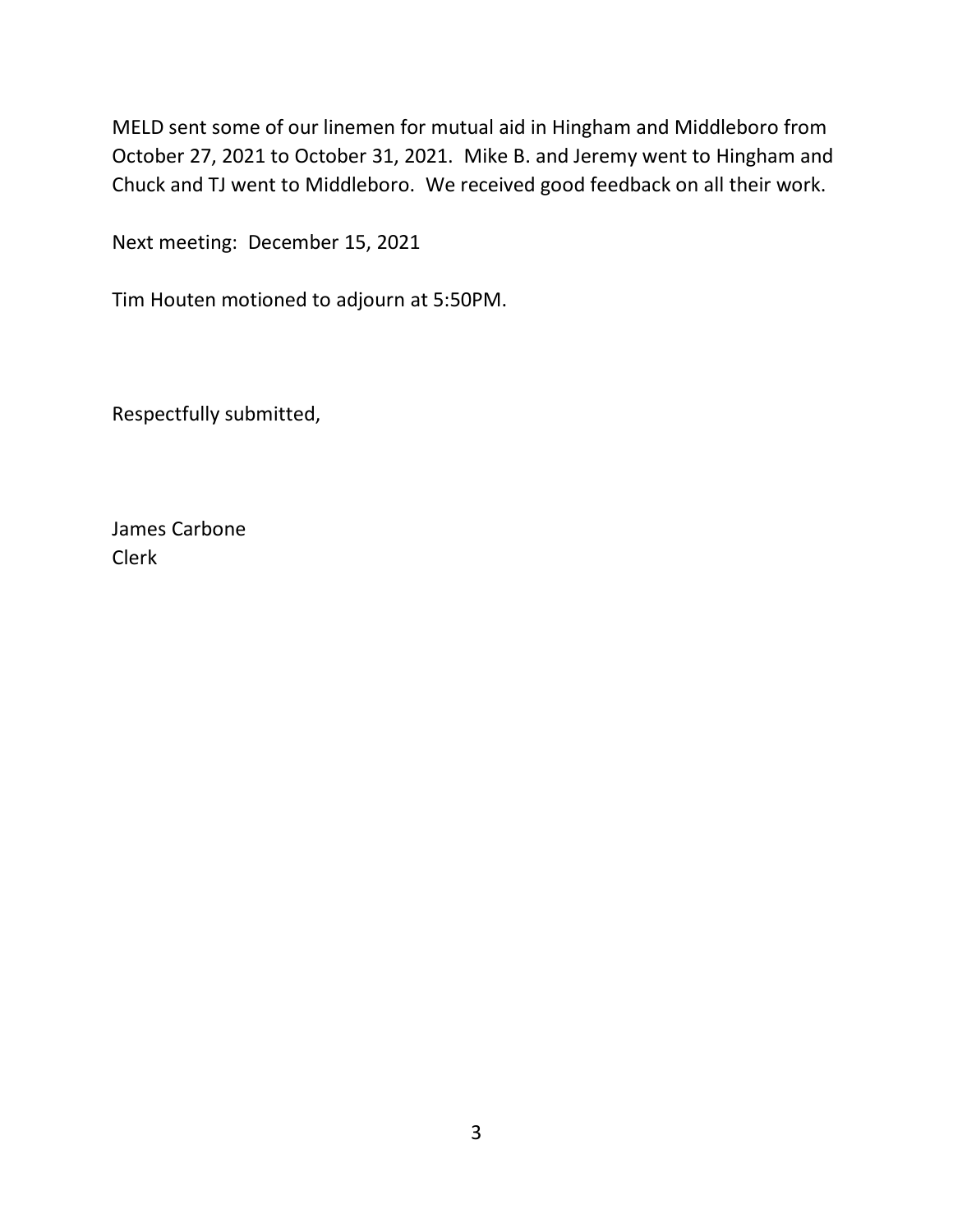MELD sent some of our linemen for mutual aid in Hingham and Middleboro from October 27, 2021 to October 31, 2021. Mike B. and Jeremy went to Hingham and Chuck and TJ went to Middleboro. We received good feedback on all their work.

Next meeting: December 15, 2021

Tim Houten motioned to adjourn at 5:50PM.

Respectfully submitted,

James Carbone
Clerk